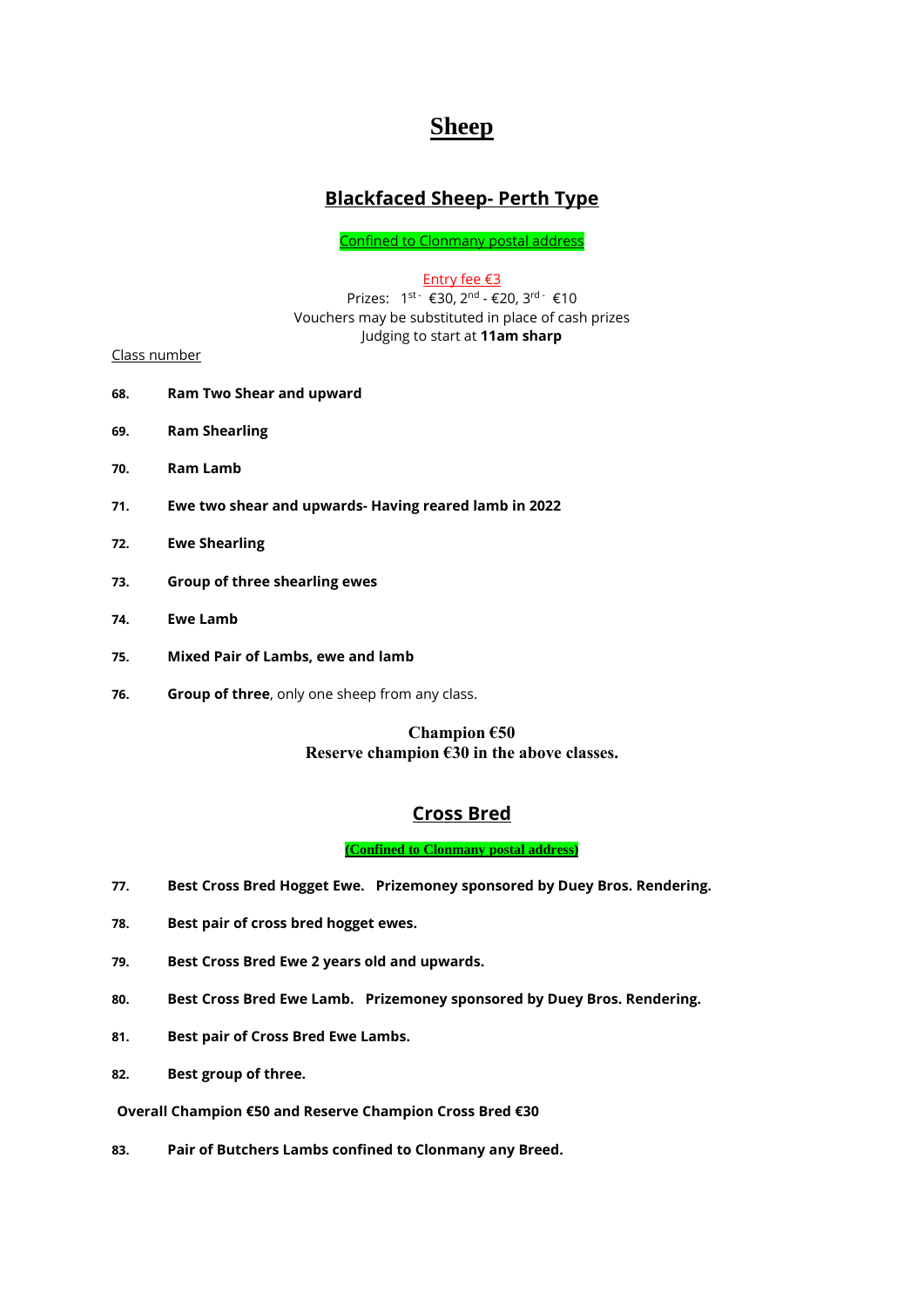# Sheep

## Blackfaced Sheep- Perth Type

Confined to Clonmany postal address

Entry fee €3

Prizes: 1st - €30, 2nd - €20, 3rd - €10

Vouchers may be substituted in place of cash prizes

Judging to start at **11am sharp**

Class number

**68.** **Ram Two Shear and upward**

**69.** **Ram Shearling**

**70.** **Ram Lamb**

**71.** **Ewe two shear and upwards- Having reared lamb in 2022**

**72.** **Ewe Shearling**

**73.** **Group of three shearling ewes**

**74.** **Ewe Lamb**

**75.** **Mixed Pair of Lambs, ewe and lamb**

**76.** **Group of three**, only one sheep from any class.

**Champion €50**
**Reserve champion €30 in the above classes.**

## Cross Bred

**(Confined to Clonmany postal address)**

**77.** **Best Cross Bred Hogget Ewe. Prizemoney sponsored by Duey Bros. Rendering.**

**78.** **Best pair of cross bred hogget ewes.**

**79.** **Best Cross Bred Ewe 2 years old and upwards.**

**80.** **Best Cross Bred Ewe Lamb. Prizemoney sponsored by Duey Bros. Rendering.**

**81.** **Best pair of Cross Bred Ewe Lambs.**

**82.** **Best group of three.**

**Overall Champion €50 and Reserve Champion Cross Bred €30**

**83.** **Pair of Butchers Lambs confined to Clonmany any Breed.**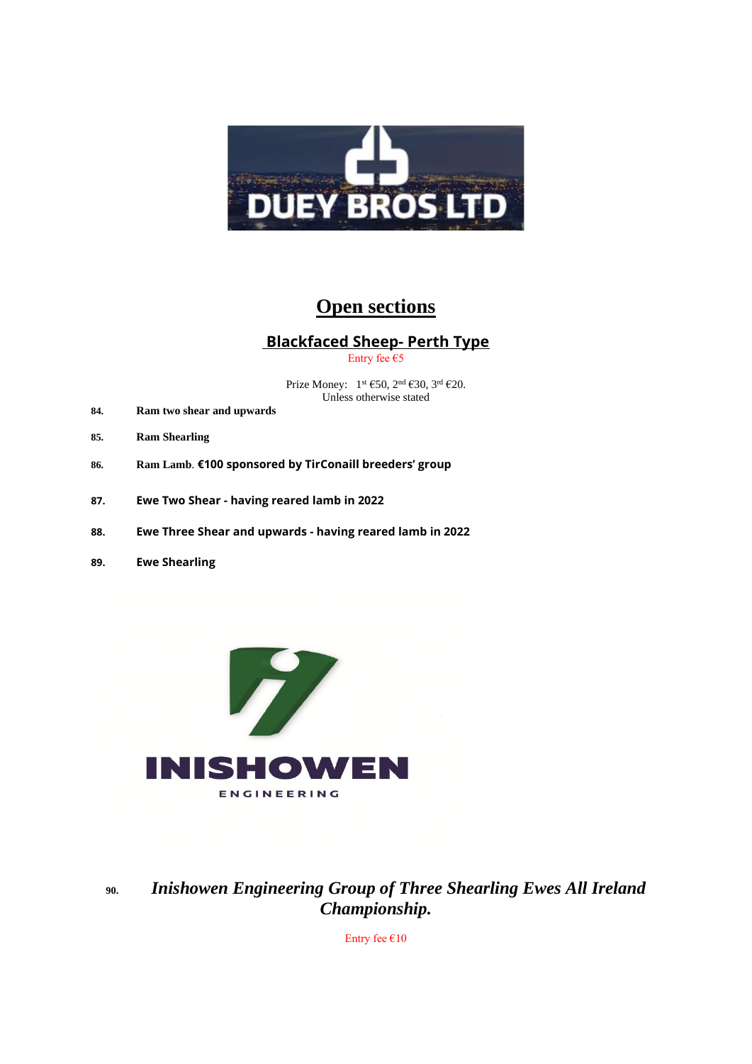DUEY BROS LTD

# Open sections

## Blackfaced Sheep- Perth Type

Entry fee €5

Prize Money: 1st €50, 2nd €30, 3rd €20.
Unless otherwise stated

**84.** **Ram two shear and upwards**

**85.** **Ram Shearling**

**86.** **Ram Lamb. €100 sponsored by TirConaill breeders' group**

**87.** **Ewe Two Shear - having reared lamb in 2022**

**88.** **Ewe Three Shear and upwards - having reared lamb in 2022**

**89.** **Ewe Shearling**

INISHOWEN ENGINEERING

**90.** ***Inishowen Engineering Group of Three Shearling Ewes All Ireland Championship.***

Entry fee €10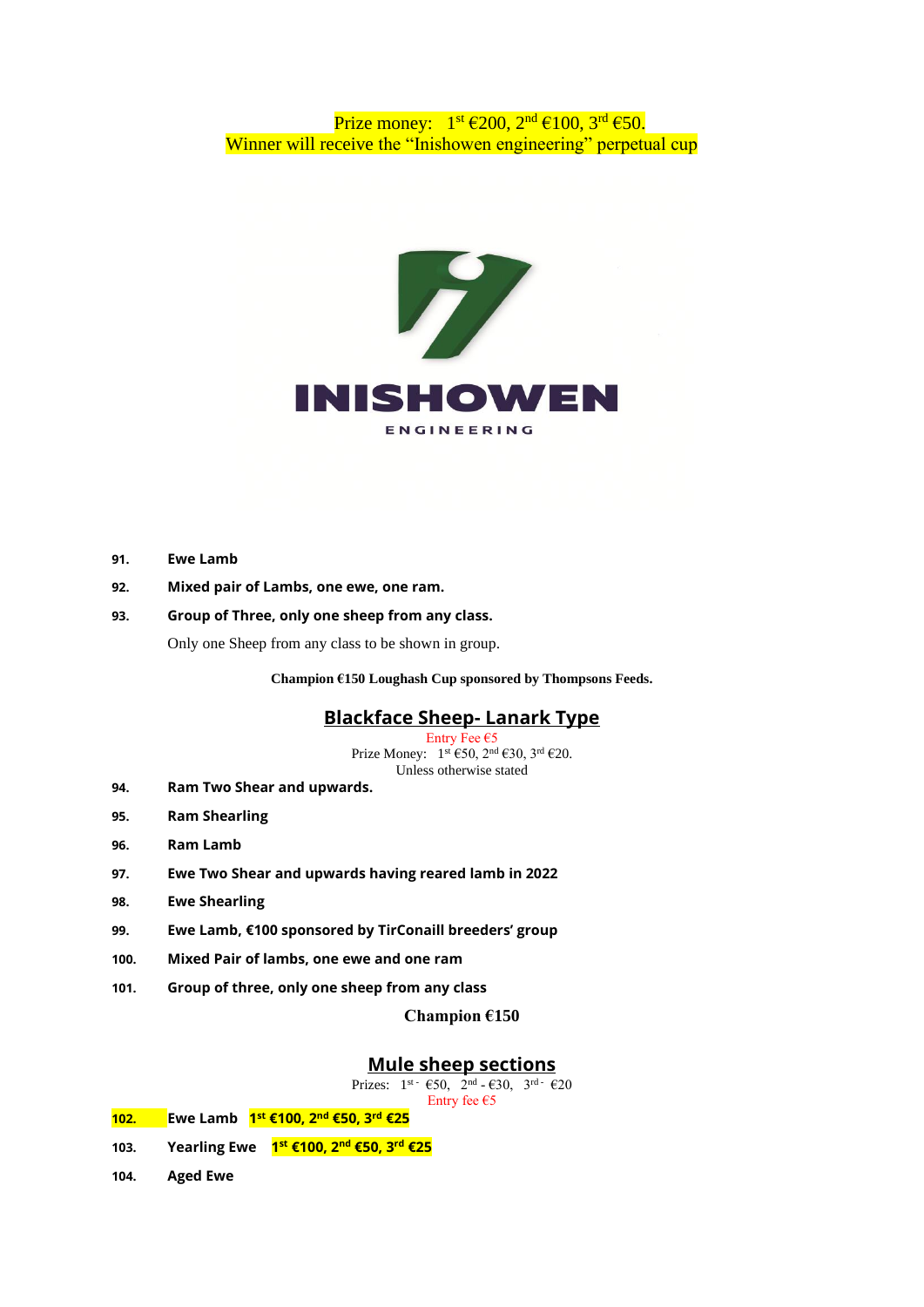Prize money: 1st €200, 2nd €100, 3rd €50.
Winner will receive the "Inishowen engineering" perpetual cup

**INISHOWEN**
ENGINEERING

**91.** **Ewe Lamb**

**92.** **Mixed pair of Lambs, one ewe, one ram.**

**93.** **Group of Three, only one sheep from any class.**

Only one Sheep from any class to be shown in group.

**Champion €150 Loughash Cup sponsored by Thompsons Feeds.**

## Blackface Sheep- Lanark Type

Entry Fee €5
Prize Money: 1st €50, 2nd €30, 3rd €20.
Unless otherwise stated

**94.** **Ram Two Shear and upwards.**

**95.** **Ram Shearling**

**96.** **Ram Lamb**

**97.** **Ewe Two Shear and upwards having reared lamb in 2022**

**98.** **Ewe Shearling**

**99.** **Ewe Lamb, €100 sponsored by TirConaill breeders' group**

**100.** **Mixed Pair of lambs, one ewe and one ram**

**101.** **Group of three, only one sheep from any class**

**Champion €150**

## Mule sheep sections

Prizes: 1st - €50, 2nd - €30, 3rd - €20
Entry fee €5

**102.** **Ewe Lamb** **1st €100, 2nd €50, 3rd €25**

**103.** **Yearling Ewe** **1st €100, 2nd €50, 3rd €25**

**104.** **Aged Ewe**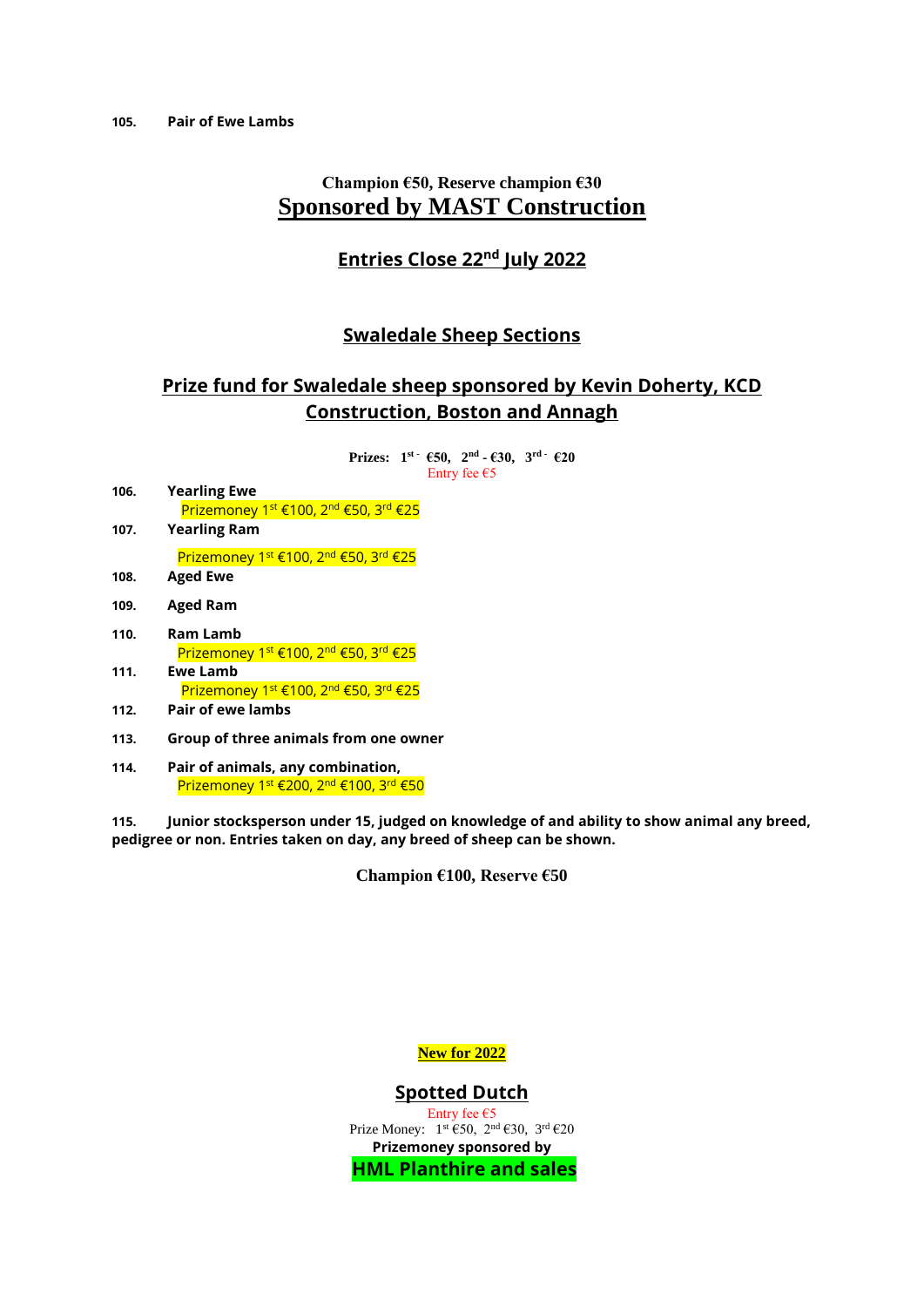**105.** **Pair of Ewe Lambs**

**Champion €50, Reserve champion €30**

## Sponsored by MAST Construction

## Entries Close 22nd July 2022

## Swaledale Sheep Sections

## Prize fund for Swaledale sheep sponsored by Kevin Doherty, KCD Construction, Boston and Annagh

**Prizes: 1st - €50, 2nd - €30, 3rd - €20**
Entry fee €5

**106.** **Yearling Ewe**
Prizemoney 1st €100, 2nd €50, 3rd €25

**107.** **Yearling Ram**
Prizemoney 1st €100, 2nd €50, 3rd €25

**108.** **Aged Ewe**

**109.** **Aged Ram**

**110.** **Ram Lamb**
Prizemoney 1st €100, 2nd €50, 3rd €25

**111.** **Ewe Lamb**
Prizemoney 1st €100, 2nd €50, 3rd €25

**112.** **Pair of ewe lambs**

**113.** **Group of three animals from one owner**

**114.** **Pair of animals, any combination,**
Prizemoney 1st €200, 2nd €100, 3rd €50

**115.** **Junior stocksperson under 15, judged on knowledge of and ability to show animal any breed, pedigree or non. Entries taken on day, any breed of sheep can be shown.**

**Champion €100, Reserve €50**

**New for 2022**

## Spotted Dutch

Entry fee €5
Prize Money: 1st €50, 2nd €30, 3rd €20
**Prizemoney sponsored by**
**HML Planthire and sales**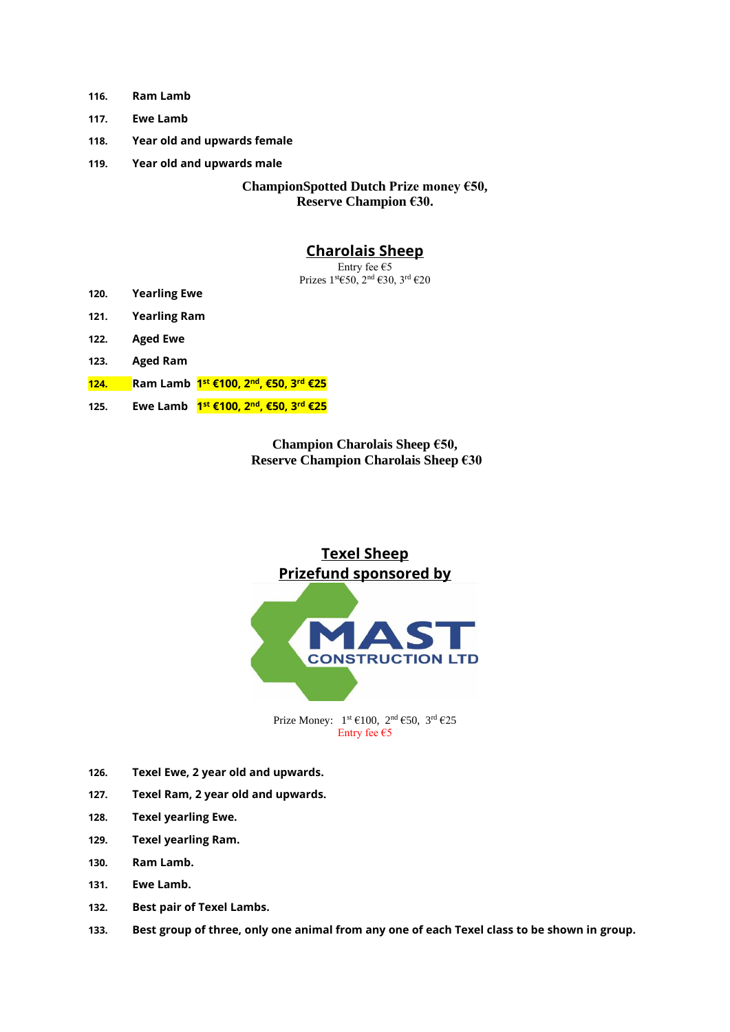116. **Ram Lamb**

117. **Ewe Lamb**

118. **Year old and upwards female**

119. **Year old and upwards male**

**ChampionSpotted Dutch Prize money €50,**
**Reserve Champion €30.**

## Charolais Sheep

Entry fee €5
Prizes 1st €50, 2nd €30, 3rd €20

120. **Yearling Ewe**

121. **Yearling Ram**

122. **Aged Ewe**

123. **Aged Ram**

124. **Ram Lamb 1st €100, 2nd, €50, 3rd €25**

125. **Ewe Lamb 1st €100, 2nd, €50, 3rd €25**

**Champion Charolais Sheep €50,**
**Reserve Champion Charolais Sheep €30**

## Texel Sheep
## Prizefund sponsored by

MAST CONSTRUCTION LTD

Prize Money: 1st €100, 2nd €50, 3rd €25
Entry fee €5

126. **Texel Ewe, 2 year old and upwards.**

127. **Texel Ram, 2 year old and upwards.**

128. **Texel yearling Ewe.**

129. **Texel yearling Ram.**

130. **Ram Lamb.**

131. **Ewe Lamb.**

132. **Best pair of Texel Lambs.**

133. **Best group of three, only one animal from any one of each Texel class to be shown in group.**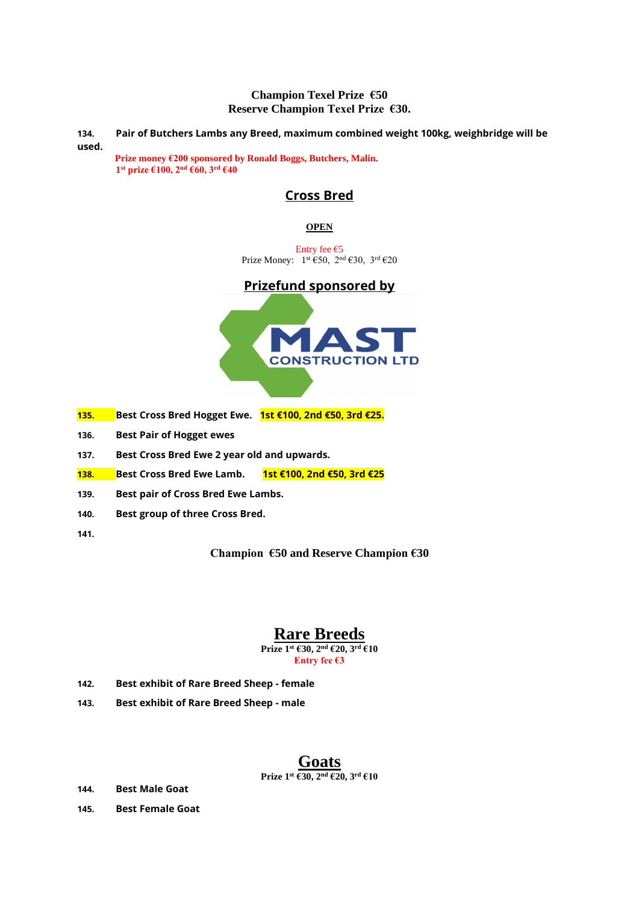**Champion Texel Prize €50**
**Reserve Champion Texel Prize €30.**

**134. Pair of Butchers Lambs any Breed, maximum combined weight 100kg, weighbridge will be used.**

**Prize money €200 sponsored by Ronald Boggs, Butchers, Malin.**
**1st prize €100, 2nd €60, 3rd €40**

## Cross Bred

**OPEN**

Entry fee €5
Prize Money: 1st €50, 2nd €30, 3rd €20

**Prizefund sponsored by**

MAST CONSTRUCTION LTD

**135. Best Cross Bred Hogget Ewe. 1st €100, 2nd €50, 3rd €25.**

**136. Best Pair of Hogget ewes**

**137. Best Cross Bred Ewe 2 year old and upwards.**

**138. Best Cross Bred Ewe Lamb. 1st €100, 2nd €50, 3rd €25**

**139. Best pair of Cross Bred Ewe Lambs.**

**140. Best group of three Cross Bred.**

**141.**

**Champion €50 and Reserve Champion €30**

## Rare Breeds

**Prize 1st €30, 2nd €20, 3rd €10**
**Entry fee €3**

**142. Best exhibit of Rare Breed Sheep - female**

**143. Best exhibit of Rare Breed Sheep - male**

## Goats

**Prize 1st €30, 2nd €20, 3rd €10**

**144. Best Male Goat**

**145. Best Female Goat**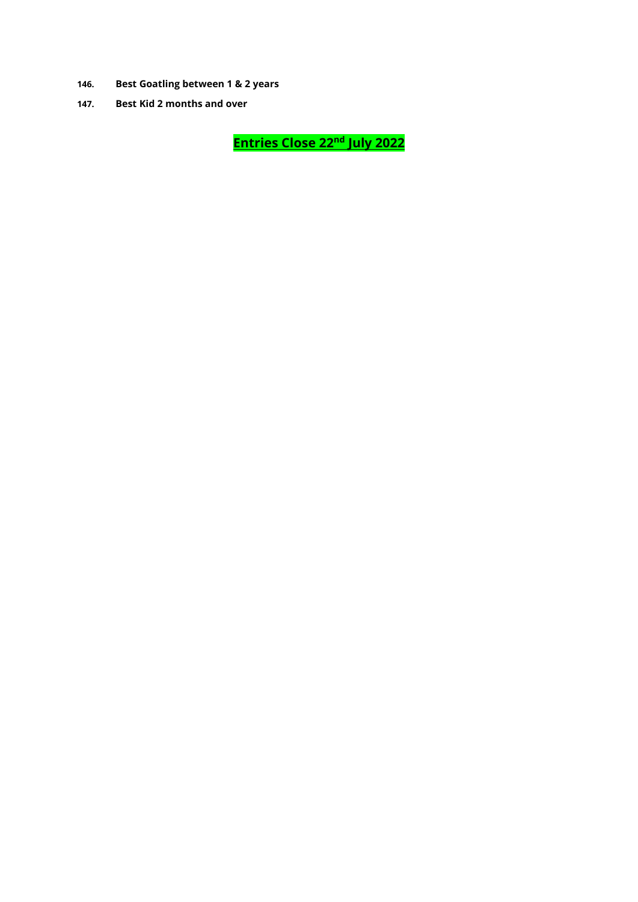**146.** **Best Goatling between 1 & 2 years**

**147.** **Best Kid 2 months and over**

**Entries Close 22nd July 2022**